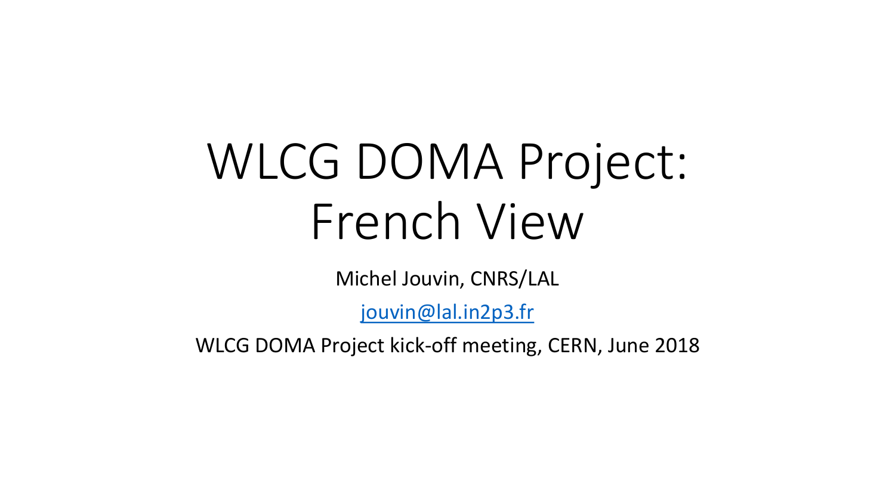# WLCG DOMA Project: French View

Michel Jouvin, CNRS/LAL

jouvin@lal.in2p3.fr

WLCG DOMA Project kick-off meeting, CERN, June 2018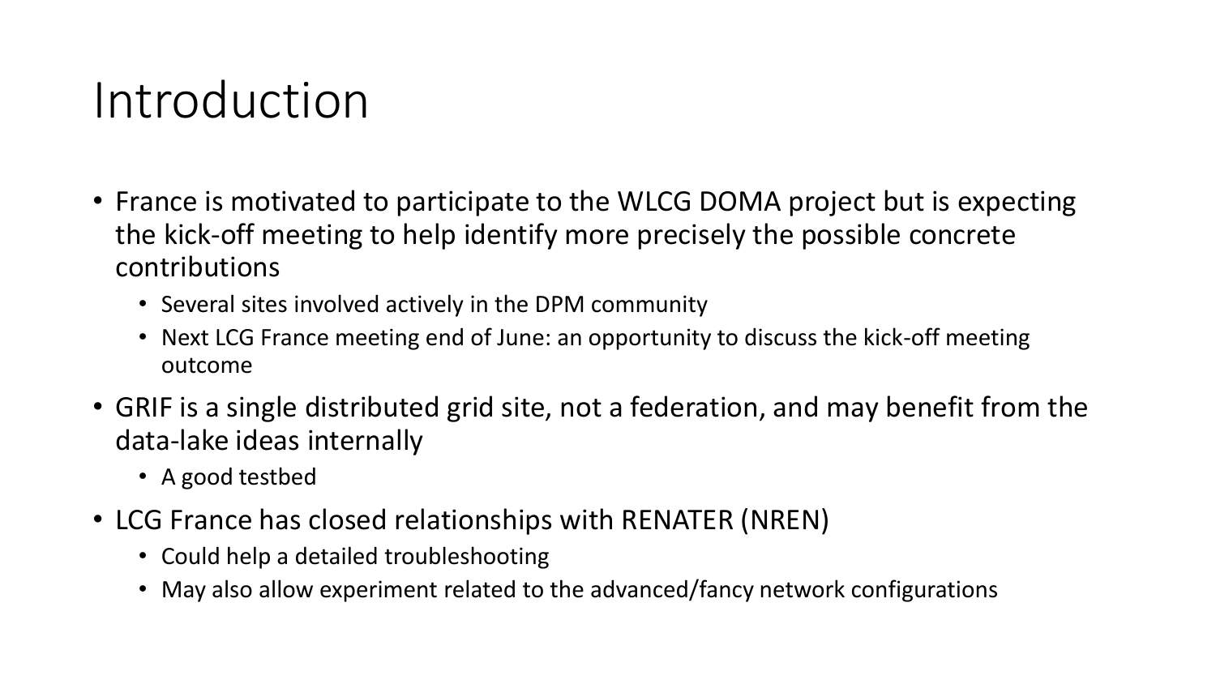# Introduction

- France is motivated to participate to the WLCG DOMA project but is expecting the kick-off meeting to help identify more precisely the possible concrete contributions
  - Several sites involved actively in the DPM community
  - Next LCG France meeting end of June: an opportunity to discuss the kick-off meeting outcome
- GRIF is a single distributed grid site, not a federation, and may benefit from the data-lake ideas internally
  - A good testbed
- LCG France has closed relationships with RENATER (NREN)
  - Could help a detailed troubleshooting
  - May also allow experiment related to the advanced/fancy network configurations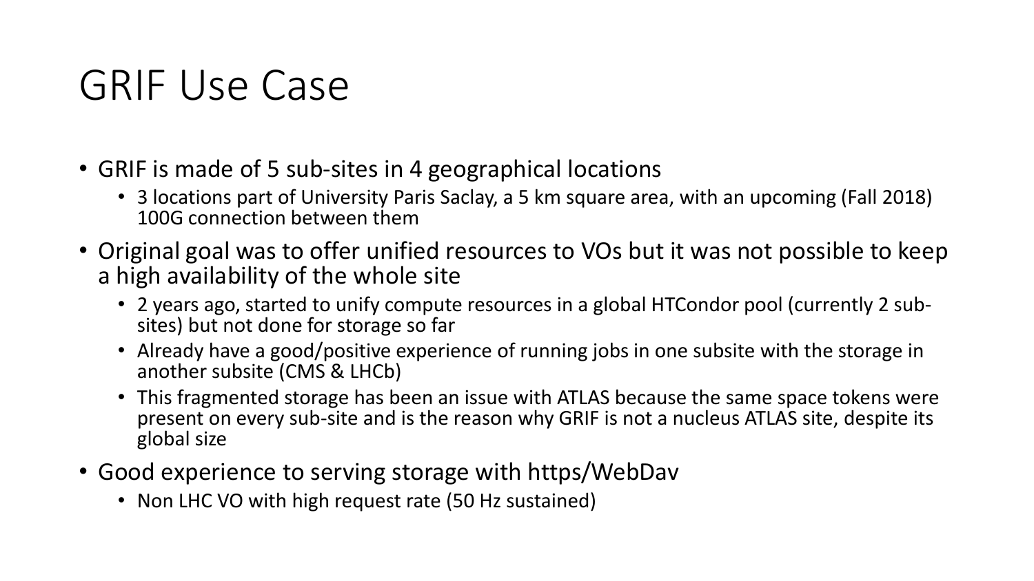# GRIF Use Case

- GRIF is made of 5 sub-sites in 4 geographical locations
  - 3 locations part of University Paris Saclay, a 5 km square area, with an upcoming (Fall 2018) 100G connection between them
- Original goal was to offer unified resources to VOs but it was not possible to keep a high availability of the whole site
  - 2 years ago, started to unify compute resources in a global HTCondor pool (currently 2 sub-sites) but not done for storage so far
  - Already have a good/positive experience of running jobs in one subsite with the storage in another subsite (CMS & LHCb)
  - This fragmented storage has been an issue with ATLAS because the same space tokens were present on every sub-site and is the reason why GRIF is not a nucleus ATLAS site, despite its global size
- Good experience to serving storage with https/WebDav
  - Non LHC VO with high request rate (50 Hz sustained)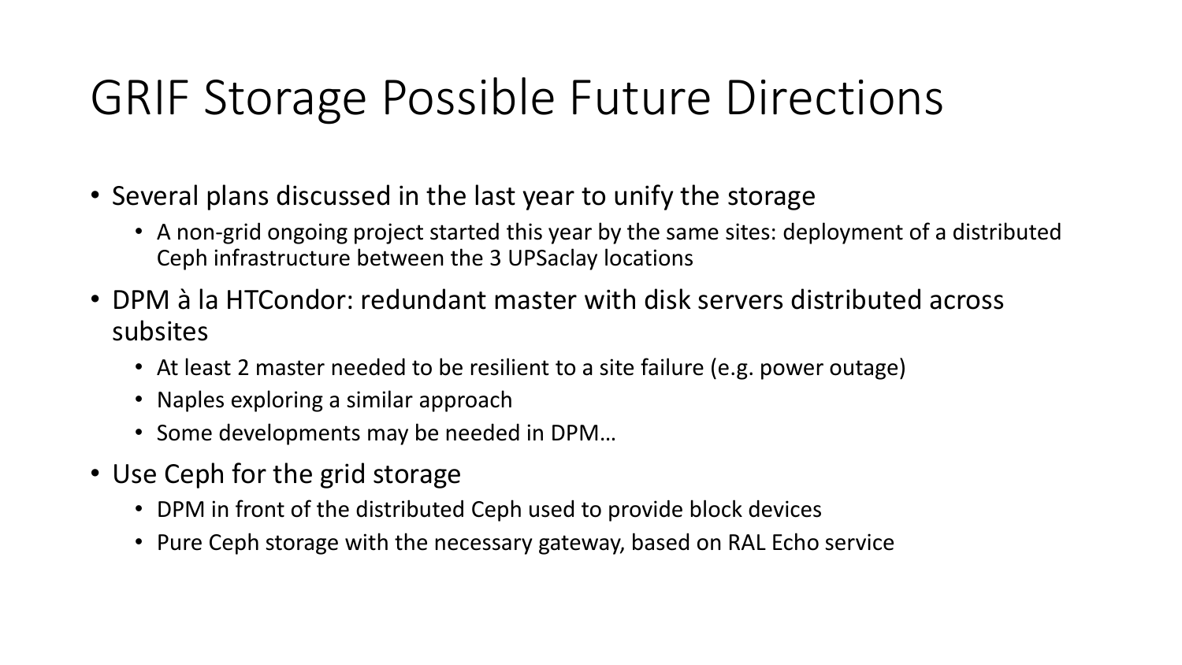# GRIF Storage Possible Future Directions

- Several plans discussed in the last year to unify the storage
  - A non-grid ongoing project started this year by the same sites: deployment of a distributed Ceph infrastructure between the 3 UPSaclay locations
- DPM à la HTCondor: redundant master with disk servers distributed across subsites
  - At least 2 master needed to be resilient to a site failure (e.g. power outage)
  - Naples exploring a similar approach
  - Some developments may be needed in DPM…
- Use Ceph for the grid storage
  - DPM in front of the distributed Ceph used to provide block devices
  - Pure Ceph storage with the necessary gateway, based on RAL Echo service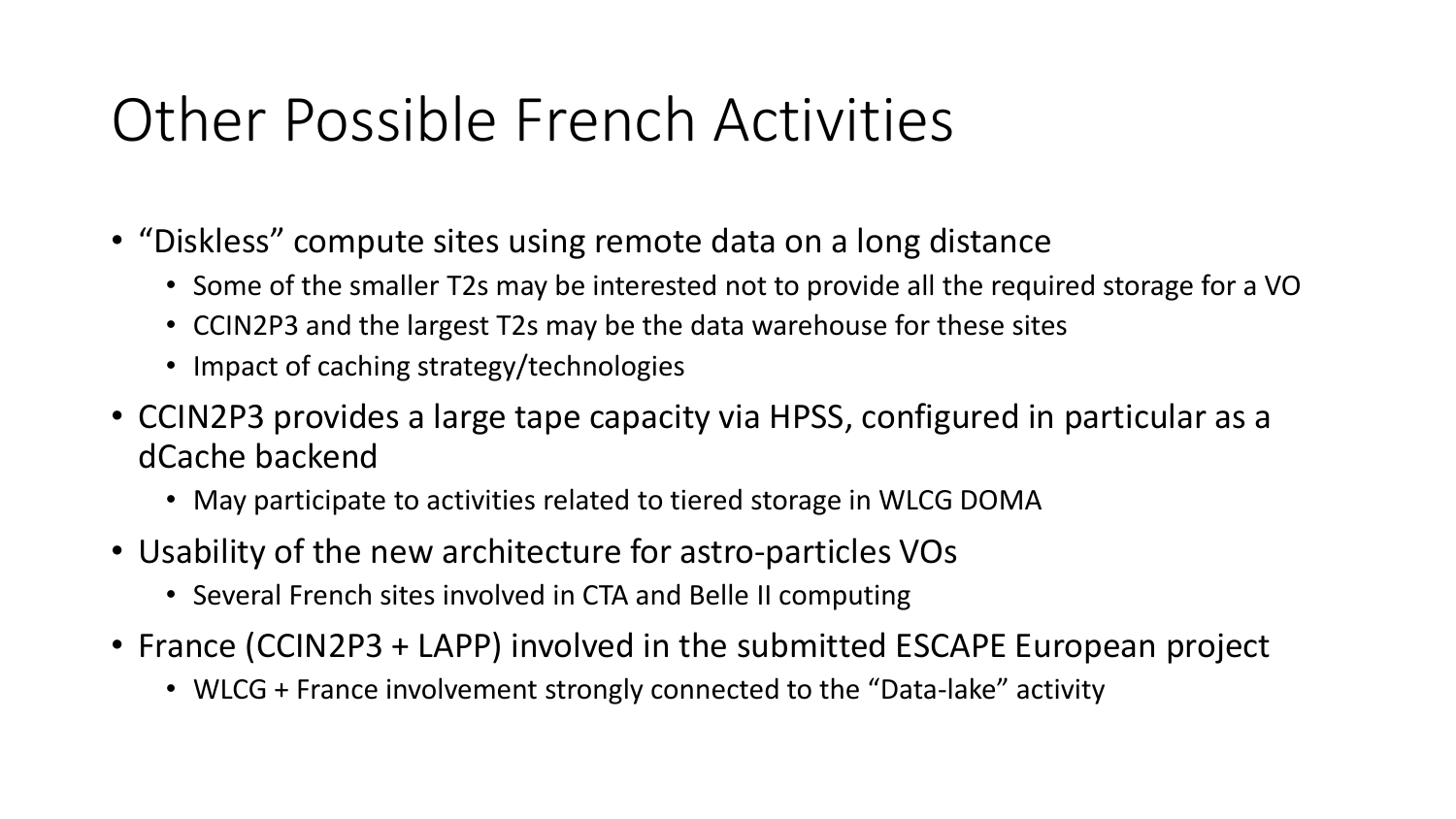# Other Possible French Activities

- “Diskless” compute sites using remote data on a long distance
  - Some of the smaller T2s may be interested not to provide all the required storage for a VO
  - CCIN2P3 and the largest T2s may be the data warehouse for these sites
  - Impact of caching strategy/technologies
- CCIN2P3 provides a large tape capacity via HPSS, configured in particular as a dCache backend
  - May participate to activities related to tiered storage in WLCG DOMA
- Usability of the new architecture for astro-particles VOs
  - Several French sites involved in CTA and Belle II computing
- France (CCIN2P3 + LAPP) involved in the submitted ESCAPE European project
  - WLCG + France involvement strongly connected to the “Data-lake” activity